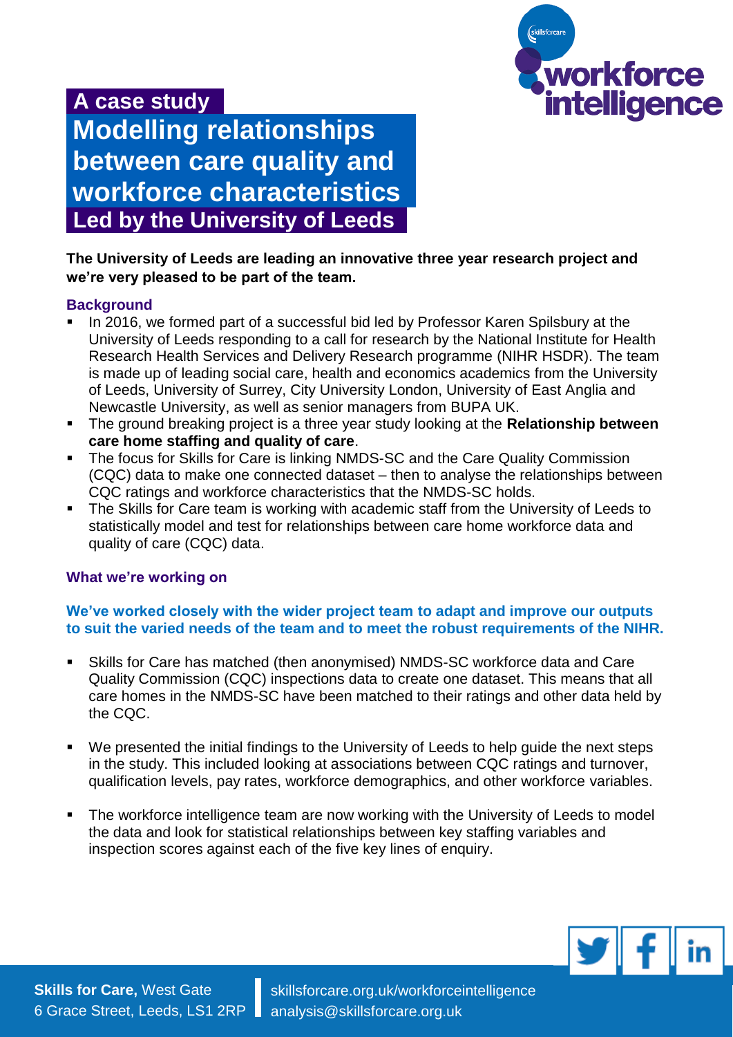# A case study

# Modelling relationships between care quality and workforce characteristics

## Led by the University of Leeds

**The University of Leeds are leading an innovative three year research project and we're very pleased to be part of the team.**

### Background

- In 2016, we formed part of a successful bid led by Professor Karen Spilsbury at the University of Leeds responding to a call for research by the National Institute for Health Research Health Services and Delivery Research programme (NIHR HSDR). The team is made up of leading social care, health and economics academics from the University of Leeds, University of Surrey, City University London, University of East Anglia and Newcastle University, as well as senior managers from BUPA UK.
- The ground breaking project is a three year study looking at the **Relationship between care home staffing and quality of care**.
- The focus for Skills for Care is linking NMDS-SC and the Care Quality Commission (CQC) data to make one connected dataset – then to analyse the relationships between CQC ratings and workforce characteristics that the NMDS-SC holds.
- The Skills for Care team is working with academic staff from the University of Leeds to statistically model and test for relationships between care home workforce data and quality of care (CQC) data.

### What we're working on

**We've worked closely with the wider project team to adapt and improve our outputs to suit the varied needs of the team and to meet the robust requirements of the NIHR.**

- Skills for Care has matched (then anonymised) NMDS-SC workforce data and Care Quality Commission (CQC) inspections data to create one dataset. This means that all care homes in the NMDS-SC have been matched to their ratings and other data held by the CQC.
- We presented the initial findings to the University of Leeds to help guide the next steps in the study. This included looking at associations between CQC ratings and turnover, qualification levels, pay rates, workforce demographics, and other workforce variables.
- The workforce intelligence team are now working with the University of Leeds to model the data and look for statistical relationships between key staffing variables and inspection scores against each of the five key lines of enquiry.

**Skills for Care,** West Gate
6 Grace Street, Leeds, LS1 2RP

skillsforcare.org.uk/workforceintelligence
analysis@skillsforcare.org.uk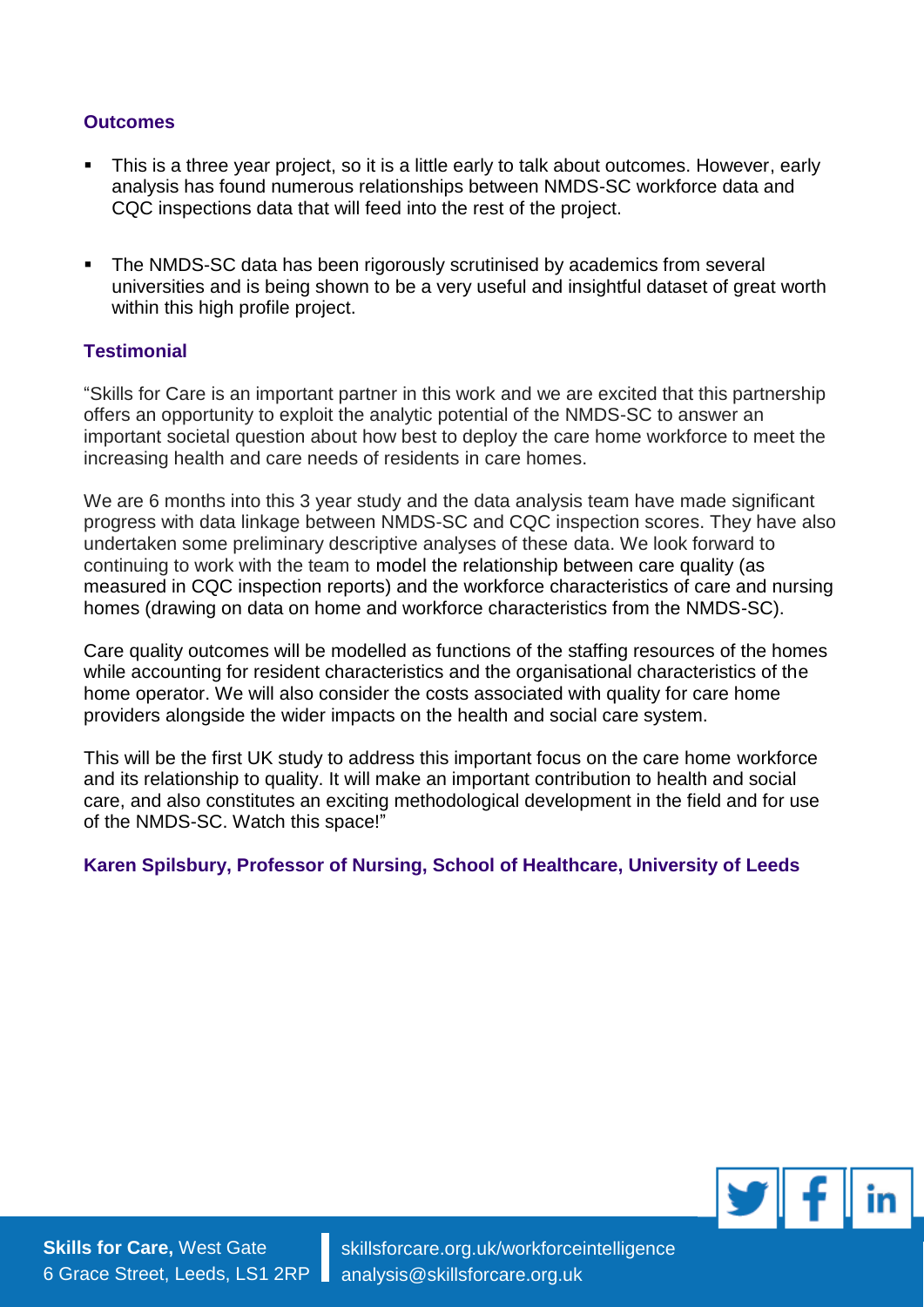## Outcomes

- This is a three year project, so it is a little early to talk about outcomes. However, early analysis has found numerous relationships between NMDS-SC workforce data and CQC inspections data that will feed into the rest of the project.

- The NMDS-SC data has been rigorously scrutinised by academics from several universities and is being shown to be a very useful and insightful dataset of great worth within this high profile project.

## Testimonial

"Skills for Care is an important partner in this work and we are excited that this partnership offers an opportunity to exploit the analytic potential of the NMDS-SC to answer an important societal question about how best to deploy the care home workforce to meet the increasing health and care needs of residents in care homes.

We are 6 months into this 3 year study and the data analysis team have made significant progress with data linkage between NMDS-SC and CQC inspection scores. They have also undertaken some preliminary descriptive analyses of these data. We look forward to continuing to work with the team to model the relationship between care quality (as measured in CQC inspection reports) and the workforce characteristics of care and nursing homes (drawing on data on home and workforce characteristics from the NMDS-SC).

Care quality outcomes will be modelled as functions of the staffing resources of the homes while accounting for resident characteristics and the organisational characteristics of the home operator. We will also consider the costs associated with quality for care home providers alongside the wider impacts on the health and social care system.

This will be the first UK study to address this important focus on the care home workforce and its relationship to quality. It will make an important contribution to health and social care, and also constitutes an exciting methodological development in the field and for use of the NMDS-SC. Watch this space!"

**Karen Spilsbury, Professor of Nursing, School of Healthcare, University of Leeds**

**Skills for Care,** West Gate
6 Grace Street, Leeds, LS1 2RP

skillsforcare.org.uk/workforceintelligence
analysis@skillsforcare.org.uk